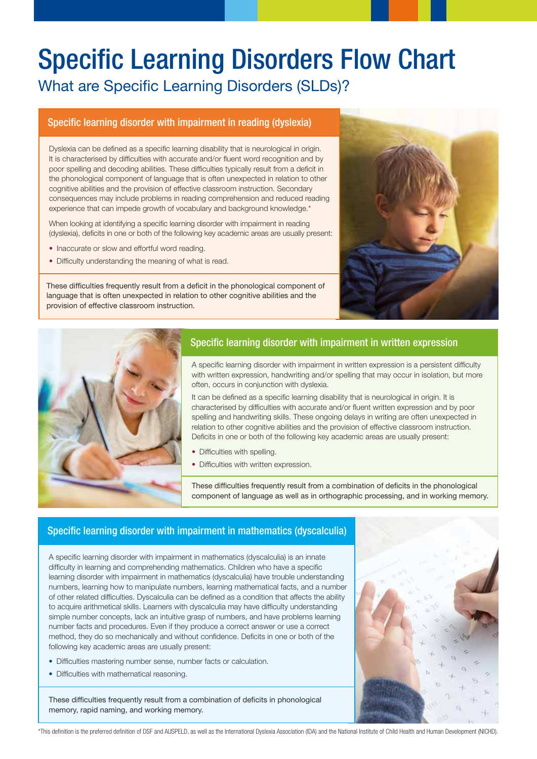# Specific Learning Disorders Flow Chart

## What are Specific Learning Disorders (SLDs)?

### Specific learning disorder with impairment in reading (dyslexia)

Dyslexia can be defined as a specific learning disability that is neurological in origin. It is characterised by difficulties with accurate and/or fluent word recognition and by poor spelling and decoding abilities. These difficulties typically result from a deficit in the phonological component of language that is often unexpected in relation to other cognitive abilities and the provision of effective classroom instruction. Secondary consequences may include problems in reading comprehension and reduced reading experience that can impede growth of vocabulary and background knowledge.*

When looking at identifying a specific learning disorder with impairment in reading (dyslexia), deficits in one or both of the following key academic areas are usually present:

- Inaccurate or slow and effortful word reading.
- Difficulty understanding the meaning of what is read.

These difficulties frequently result from a deficit in the phonological component of language that is often unexpected in relation to other cognitive abilities and the provision of effective classroom instruction.

### Specific learning disorder with impairment in written expression

A specific learning disorder with impairment in written expression is a persistent difficulty with written expression, handwriting and/or spelling that may occur in isolation, but more often, occurs in conjunction with dyslexia.

It can be defined as a specific learning disability that is neurological in origin. It is characterised by difficulties with accurate and/or fluent written expression and by poor spelling and handwriting skills. These ongoing delays in writing are often unexpected in relation to other cognitive abilities and the provision of effective classroom instruction. Deficits in one or both of the following key academic areas are usually present:

- Difficulties with spelling.
- Difficulties with written expression.

These difficulties frequently result from a combination of deficits in the phonological component of language as well as in orthographic processing, and in working memory.

### Specific learning disorder with impairment in mathematics (dyscalculia)

A specific learning disorder with impairment in mathematics (dyscalculia) is an innate difficulty in learning and comprehending mathematics. Children who have a specific learning disorder with impairment in mathematics (dyscalculia) have trouble understanding numbers, learning how to manipulate numbers, learning mathematical facts, and a number of other related difficulties. Dyscalculia can be defined as a condition that affects the ability to acquire arithmetical skills. Learners with dyscalculia may have difficulty understanding simple number concepts, lack an intuitive grasp of numbers, and have problems learning number facts and procedures. Even if they produce a correct answer or use a correct method, they do so mechanically and without confidence. Deficits in one or both of the following key academic areas are usually present:

- Difficulties mastering number sense, number facts or calculation.
- Difficulties with mathematical reasoning.

These difficulties frequently result from a combination of deficits in phonological memory, rapid naming, and working memory.

*This definition is the preferred definition of DSF and AUSPELD, as well as the International Dyslexia Association (IDA) and the National Institute of Child Health and Human Development (NICHD).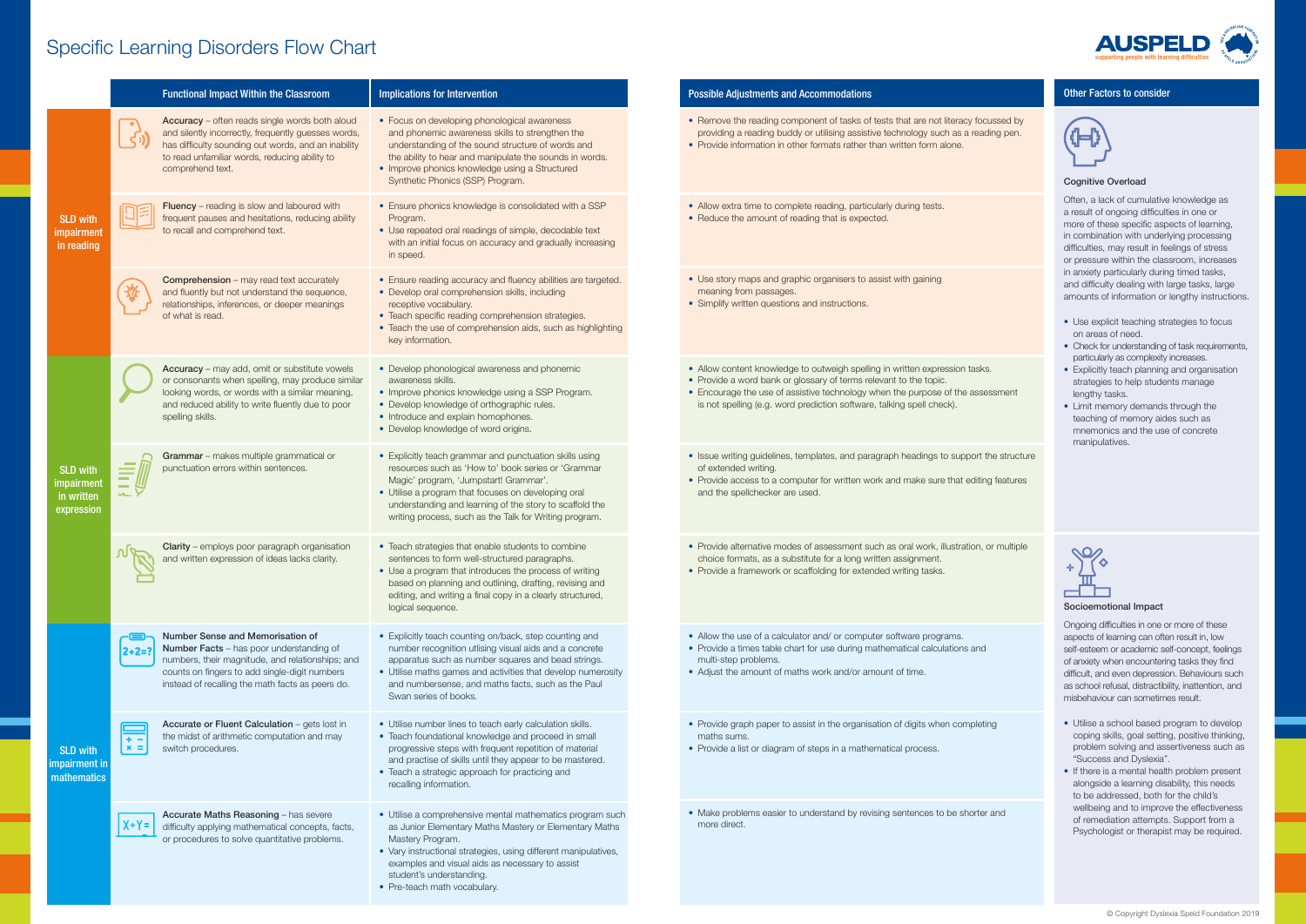# Specific Learning Disorders Flow Chart

| | Functional Impact Within the Classroom | Implications for Intervention | Possible Adjustments and Accommodations |
|---|---|---|---|
| SLD with impairment in reading | **Accuracy** – often reads single words both aloud and silently incorrectly, frequently guesses words, has difficulty sounding out words, and an inability to read unfamiliar words, reducing ability to comprehend text. | • Focus on developing phonological awareness and phonemic awareness skills to strengthen the understanding of the sound structure of words and the ability to hear and manipulate the sounds in words.<br>• Improve phonics knowledge using a Structured Synthetic Phonics (SSP) Program. | • Remove the reading component of tasks of tests that are not literacy focussed by providing a reading buddy or utilising assistive technology such as a reading pen.<br>• Provide information in other formats rather than written form alone. |
| | **Fluency** – reading is slow and laboured with frequent pauses and hesitations, reducing ability to recall and comprehend text. | • Ensure phonics knowledge is consolidated with a SSP Program.<br>• Use repeated oral readings of simple, decodable text with an initial focus on accuracy and gradually increasing in speed. | • Allow extra time to complete reading, particularly during tests.<br>• Reduce the amount of reading that is expected. |
| | **Comprehension** – may read text accurately and fluently but not understand the sequence, relationships, inferences, or deeper meanings of what is read. | • Ensure reading accuracy and fluency abilities are targeted.<br>• Develop oral comprehension skills, including receptive vocabulary.<br>• Teach specific reading comprehension strategies.<br>• Teach the use of comprehension aids, such as highlighting key information. | • Use story maps and graphic organisers to assist with gaining meaning from passages.<br>• Simplify written questions and instructions. |
| SLD with impairment in written expression | **Accuracy** – may add, omit or substitute vowels or consonants when spelling, may produce similar looking words, or words with a similar meaning, and reduced ability to write fluently due to poor spelling skills. | • Develop phonological awareness and phonemic awareness skills.<br>• Improve phonics knowledge using a SSP Program.<br>• Develop knowledge of orthographic rules.<br>• Introduce and explain homophones.<br>• Develop knowledge of word origins. | • Allow content knowledge to outweigh spelling in written expression tasks.<br>• Provide a word bank or glossary of terms relevant to the topic.<br>• Encourage the use of assistive technology when the purpose of the assessment is not spelling (e.g. word prediction software, talking spell check). |
| | **Grammar** – makes multiple grammatical or punctuation errors within sentences. | • Explicitly teach grammar and punctuation skills using resources such as 'How to' book series or 'Grammar Magic' program, 'Jumpstart! Grammar'.<br>• Utilise a program that focuses on developing oral understanding and learning of the story to scaffold the writing process, such as the Talk for Writing program. | • Issue writing guidelines, templates, and paragraph headings to support the structure of extended writing.<br>• Provide access to a computer for written work and make sure that editing features and the spellchecker are used. |
| | **Clarity** – employs poor paragraph organisation and written expression of ideas lacks clarity. | • Teach strategies that enable students to combine sentences to form well-structured paragraphs.<br>• Use a program that introduces the process of writing based on planning and outlining, drafting, revising and editing, and writing a final copy in a clearly structured, logical sequence. | • Provide alternative modes of assessment such as oral work, illustration, or multiple choice formats, as a substitute for a long written assignment.<br>• Provide a framework or scaffolding for extended writing tasks. |
| SLD with impairment in mathematics | **Number Sense and Memorisation of Number Facts** – has poor understanding of numbers, their magnitude, and relationships; and counts on fingers to add single-digit numbers instead of recalling the math facts as peers do. | • Explicitly teach counting on/back, step counting and number recognition utilising visual aids and a concrete apparatus such as number squares and bead strings.<br>• Utilise maths games and activities that develop numerosity and numbersense, and maths facts, such as the Paul Swan series of books. | • Allow the use of a calculator and/ or computer software programs.<br>• Provide a times table chart for use during mathematical calculations and multi-step problems.<br>• Adjust the amount of maths work and/or amount of time. |
| | **Accurate or Fluent Calculation** – gets lost in the midst of arithmetic computation and may switch procedures. | • Utilise number lines to teach early calculation skills.<br>• Teach foundational knowledge and proceed in small progressive steps with frequent repetition of material and practise of skills until they appear to be mastered.<br>• Teach a strategic approach for practicing and recalling information. | • Provide graph paper to assist in the organisation of digits when completing maths sums.<br>• Provide a list or diagram of steps in a mathematical process. |
| | **Accurate Maths Reasoning** – has severe difficulty applying mathematical concepts, facts, or procedures to solve quantitative problems. | • Utilise a comprehensive mental mathematics program such as Junior Elementary Maths Mastery or Elementary Maths Mastery Program.<br>• Vary instructional strategies, using different manipulatives, examples and visual aids as necessary to assist student's understanding.<br>• Pre-teach math vocabulary. | • Make problems easier to understand by revising sentences to be shorter and more direct. |

## Other Factors to consider

### Cognitive Overload

Often, a lack of cumulative knowledge as a result of ongoing difficulties in one or more of these specific aspects of learning, in combination with underlying processing difficulties, may result in feelings of stress or pressure within the classroom, increases in anxiety particularly during timed tasks, and difficulty dealing with large tasks, large amounts of information or lengthy instructions.

- Use explicit teaching strategies to focus on areas of need.
- Check for understanding of task requirements, particularly as complexity increases.
- Explicitly teach planning and organisation strategies to help students manage lengthy tasks.
- Limit memory demands through the teaching of memory aides such as mnemonics and the use of concrete manipulatives.

### Socioemotional Impact

Ongoing difficulties in one or more of these aspects of learning can often result in, low self-esteem or academic self-concept, feelings of anxiety when encountering tasks they find difficult, and even depression. Behaviours such as school refusal, distractibility, inattention, and misbehaviour can sometimes result.

- Utilise a school based program to develop coping skills, goal setting, positive thinking, problem solving and assertiveness such as "Success and Dyslexia".
- If there is a mental health problem present alongside a learning disability, this needs to be addressed, both for the child's wellbeing and to improve the effectiveness of remediation attempts. Support from a Psychologist or therapist may be required.

© Copyright Dyslexia Speld Foundation 2019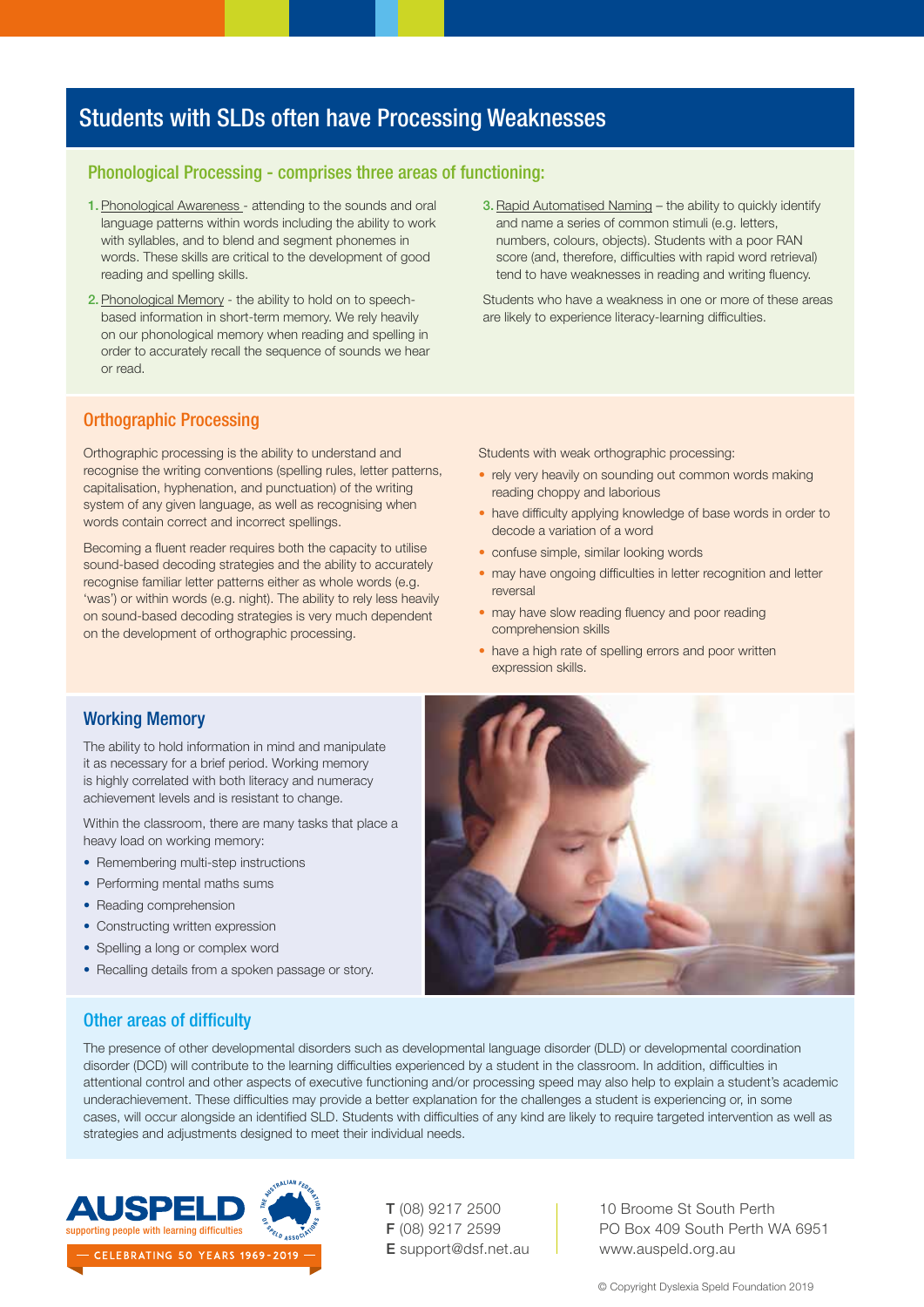## Students with SLDs often have Processing Weaknesses

### Phonological Processing - comprises three areas of functioning:

1. Phonological Awareness - attending to the sounds and oral language patterns within words including the ability to work with syllables, and to blend and segment phonemes in words. These skills are critical to the development of good reading and spelling skills.
2. Phonological Memory - the ability to hold on to speech-based information in short-term memory. We rely heavily on our phonological memory when reading and spelling in order to accurately recall the sequence of sounds we hear or read.
3. Rapid Automatised Naming – the ability to quickly identify and name a series of common stimuli (e.g. letters, numbers, colours, objects). Students with a poor RAN score (and, therefore, difficulties with rapid word retrieval) tend to have weaknesses in reading and writing fluency.

Students who have a weakness in one or more of these areas are likely to experience literacy-learning difficulties.

### Orthographic Processing

Orthographic processing is the ability to understand and recognise the writing conventions (spelling rules, letter patterns, capitalisation, hyphenation, and punctuation) of the writing system of any given language, as well as recognising when words contain correct and incorrect spellings.

Becoming a fluent reader requires both the capacity to utilise sound-based decoding strategies and the ability to accurately recognise familiar letter patterns either as whole words (e.g. 'was') or within words (e.g. night). The ability to rely less heavily on sound-based decoding strategies is very much dependent on the development of orthographic processing.

Students with weak orthographic processing:

- rely very heavily on sounding out common words making reading choppy and laborious
- have difficulty applying knowledge of base words in order to decode a variation of a word
- confuse simple, similar looking words
- may have ongoing difficulties in letter recognition and letter reversal
- may have slow reading fluency and poor reading comprehension skills
- have a high rate of spelling errors and poor written expression skills.

### Working Memory

The ability to hold information in mind and manipulate it as necessary for a brief period. Working memory is highly correlated with both literacy and numeracy achievement levels and is resistant to change.

Within the classroom, there are many tasks that place a heavy load on working memory:

- Remembering multi-step instructions
- Performing mental maths sums
- Reading comprehension
- Constructing written expression
- Spelling a long or complex word
- Recalling details from a spoken passage or story.

### Other areas of difficulty

The presence of other developmental disorders such as developmental language disorder (DLD) or developmental coordination disorder (DCD) will contribute to the learning difficulties experienced by a student in the classroom. In addition, difficulties in attentional control and other aspects of executive functioning and/or processing speed may also help to explain a student's academic underachievement. These difficulties may provide a better explanation for the challenges a student is experiencing or, in some cases, will occur alongside an identified SLD. Students with difficulties of any kind are likely to require targeted intervention as well as strategies and adjustments designed to meet their individual needs.

AUSPELD
supporting people with learning difficulties
CELEBRATING 50 YEARS 1969-2019

**T** (08) 9217 2500
**F** (08) 9217 2599
**E** support@dsf.net.au

10 Broome St South Perth
PO Box 409 South Perth WA 6951
www.auspeld.org.au

© Copyright Dyslexia Speld Foundation 2019